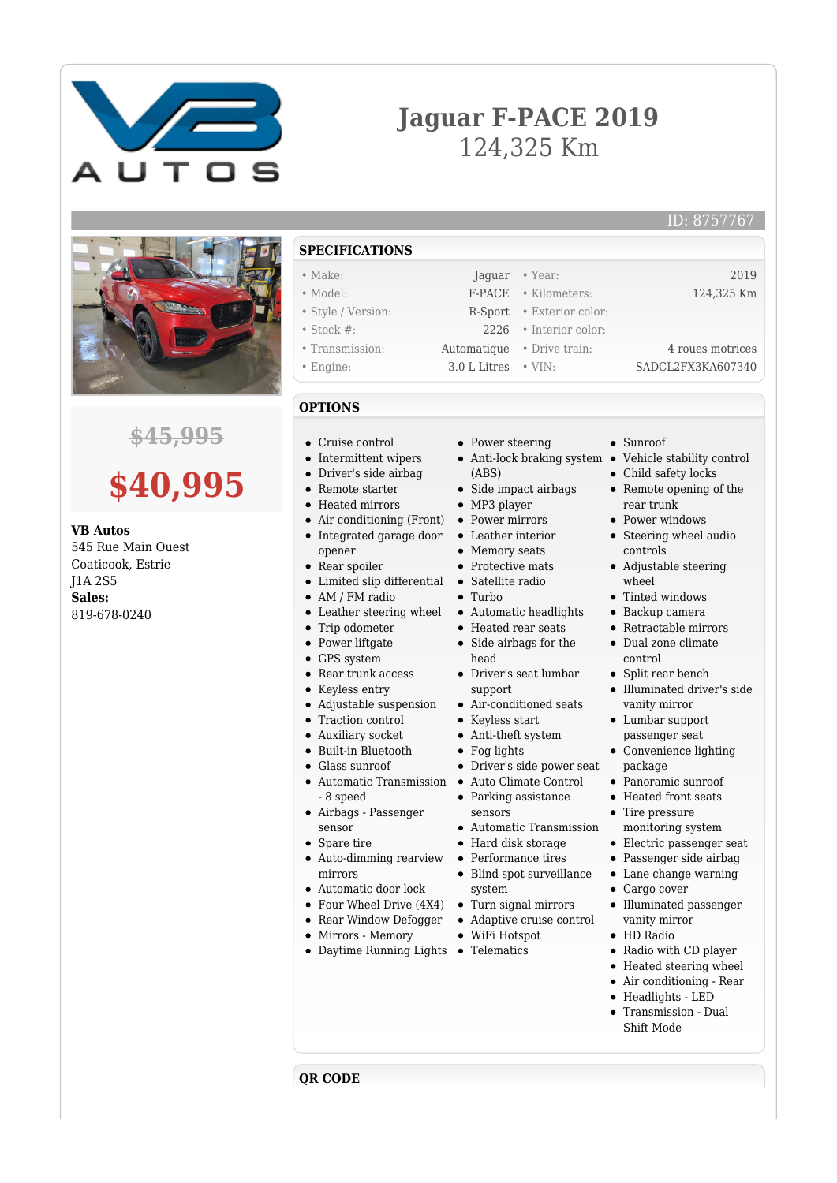# Jaguar F-PACE 2019

124,325 Km

ID: 8757767

~~$45,995~~

**$40,995**

**VB Autos**
545 Rue Main Ouest
Coaticook, Estrie
J1A 2S5
**Sales:**
819-678-0240

## SPECIFICATIONS

| | | | |
|---|---|---|---|
| • Make: | Jaguar | • Year: | 2019 |
| • Model: | F-PACE | • Kilometers: | 124,325 Km |
| • Style / Version: | R-Sport | • Exterior color: | |
| • Stock #: | 2226 | • Interior color: | |
| • Transmission: | Automatique | • Drive train: | 4 roues motrices |
| • Engine: | 3.0 L Litres | • VIN: | SADCL2FX3KA607340 |

## OPTIONS

- Cruise control
- Intermittent wipers
- Driver's side airbag
- Remote starter
- Heated mirrors
- Air conditioning (Front)
- Integrated garage door opener
- Rear spoiler
- Limited slip differential
- AM / FM radio
- Leather steering wheel
- Trip odometer
- Power liftgate
- GPS system
- Rear trunk access
- Keyless entry
- Adjustable suspension
- Traction control
- Auxiliary socket
- Built-in Bluetooth
- Glass sunroof
- Automatic Transmission - 8 speed
- Airbags - Passenger sensor
- Spare tire
- Auto-dimming rearview mirrors
- Automatic door lock
- Four Wheel Drive (4X4)
- Rear Window Defogger
- Mirrors - Memory
- Daytime Running Lights
- Power steering
- Anti-lock braking system (ABS)
- Side impact airbags
- MP3 player
- Power mirrors
- Leather interior
- Memory seats
- Protective mats
- Satellite radio
- Turbo
- Automatic headlights
- Heated rear seats
- Side airbags for the head
- Driver's seat lumbar support
- Air-conditioned seats
- Keyless start
- Anti-theft system
- Fog lights
- Driver's side power seat
- Auto Climate Control
- Parking assistance sensors
- Automatic Transmission
- Hard disk storage
- Performance tires
- Blind spot surveillance system
- Turn signal mirrors
- Adaptive cruise control
- WiFi Hotspot
- Telematics
- Sunroof
- Vehicle stability control
- Child safety locks
- Remote opening of the rear trunk
- Power windows
- Steering wheel audio controls
- Adjustable steering wheel
- Tinted windows
- Backup camera
- Retractable mirrors
- Dual zone climate control
- Split rear bench
- Illuminated driver's side vanity mirror
- Lumbar support passenger seat
- Convenience lighting package
- Panoramic sunroof
- Heated front seats
- Tire pressure monitoring system
- Electric passenger seat
- Passenger side airbag
- Lane change warning
- Cargo cover
- Illuminated passenger vanity mirror
- HD Radio
- Radio with CD player
- Heated steering wheel
- Air conditioning - Rear
- Headlights - LED
- Transmission - Dual Shift Mode

## QR CODE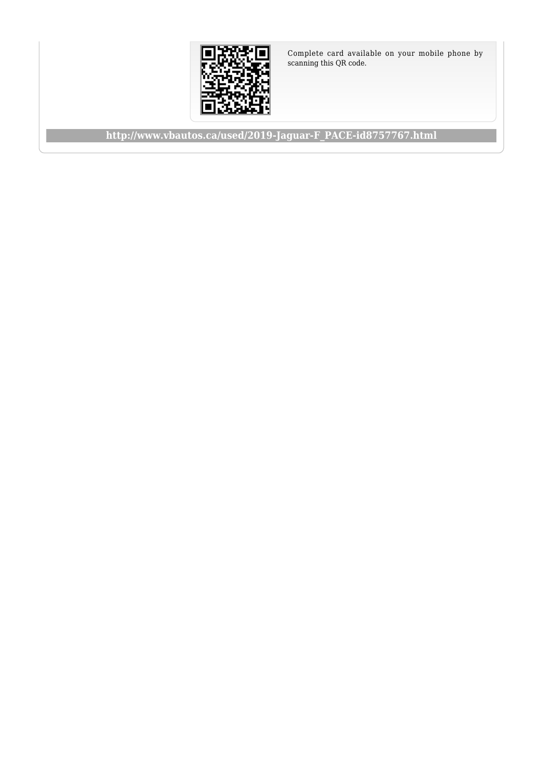Complete card available on your mobile phone by scanning this QR code.

**http://www.vbautos.ca/used/2019-Jaguar-F_PACE-id8757767.html**